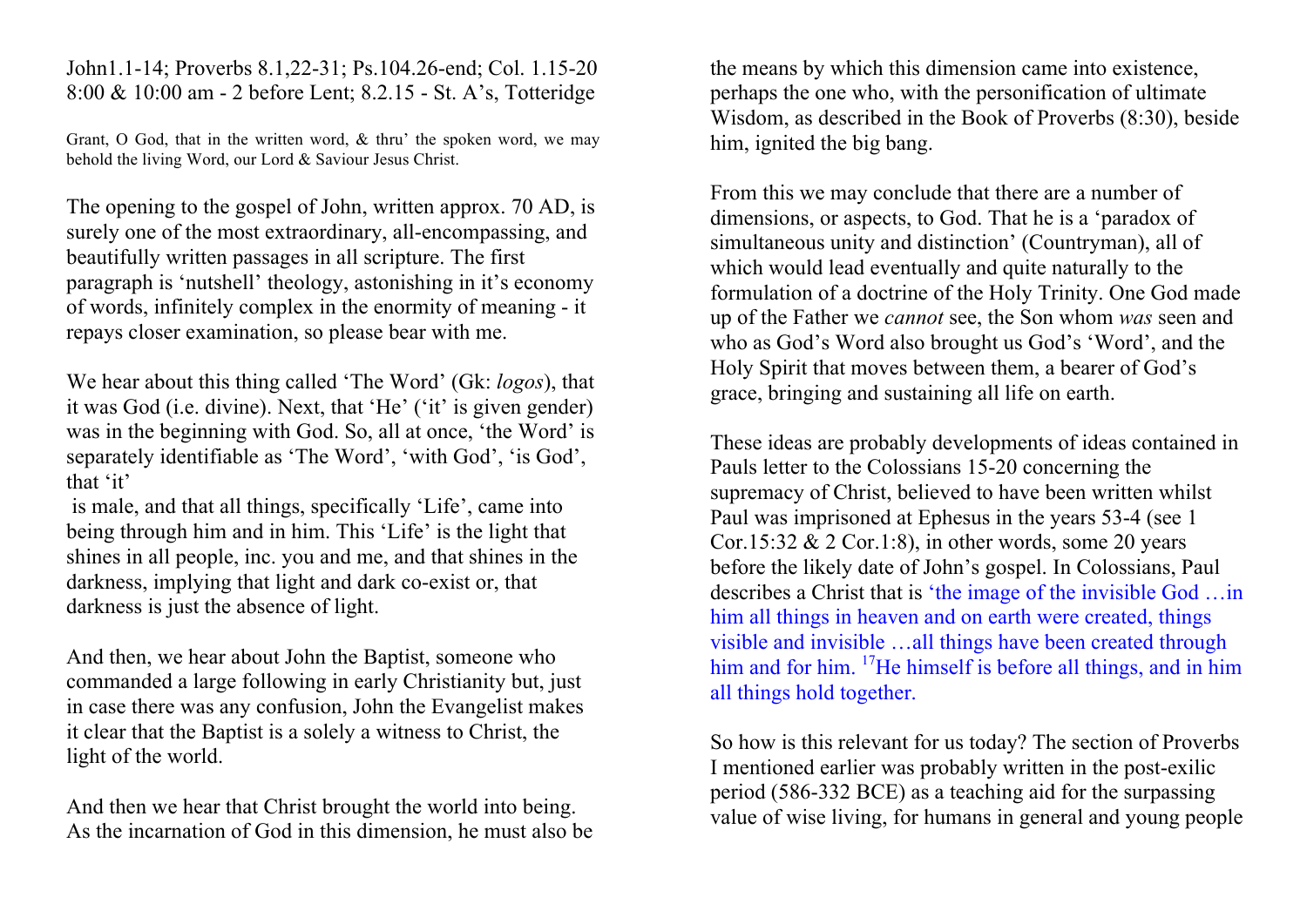John1.1-14; Proverbs 8.1,22-31; Ps.104.26-end; Col. 1.15-20
8:00 & 10:00 am - 2 before Lent; 8.2.15 - St. A's, Totteridge

Grant, O God, that in the written word, & thru' the spoken word, we may behold the living Word, our Lord & Saviour Jesus Christ.

The opening to the gospel of John, written approx. 70 AD, is surely one of the most extraordinary, all-encompassing, and beautifully written passages in all scripture. The first paragraph is 'nutshell' theology, astonishing in it's economy of words, infinitely complex in the enormity of meaning - it repays closer examination, so please bear with me.

We hear about this thing called 'The Word' (Gk: *logos*), that it was God (i.e. divine). Next, that 'He' ('it' is given gender) was in the beginning with God. So, all at once, 'the Word' is separately identifiable as 'The Word', 'with God', 'is God', that 'it' is male, and that all things, specifically 'Life', came into being through him and in him. This 'Life' is the light that shines in all people, inc. you and me, and that shines in the darkness, implying that light and dark co-exist or, that darkness is just the absence of light.

And then, we hear about John the Baptist, someone who commanded a large following in early Christianity but, just in case there was any confusion, John the Evangelist makes it clear that the Baptist is a solely a witness to Christ, the light of the world.

And then we hear that Christ brought the world into being. As the incarnation of God in this dimension, he must also be the means by which this dimension came into existence, perhaps the one who, with the personification of ultimate Wisdom, as described in the Book of Proverbs (8:30), beside him, ignited the big bang.

From this we may conclude that there are a number of dimensions, or aspects, to God. That he is a 'paradox of simultaneous unity and distinction' (Countryman), all of which would lead eventually and quite naturally to the formulation of a doctrine of the Holy Trinity. One God made up of the Father we *cannot* see, the Son whom *was* seen and who as God's Word also brought us God's 'Word', and the Holy Spirit that moves between them, a bearer of God's grace, bringing and sustaining all life on earth.

These ideas are probably developments of ideas contained in Pauls letter to the Colossians 15-20 concerning the supremacy of Christ, believed to have been written whilst Paul was imprisoned at Ephesus in the years 53-4 (see 1 Cor.15:32 & 2 Cor.1:8), in other words, some 20 years before the likely date of John's gospel. In Colossians, Paul describes a Christ that is 'the image of the invisible God …in him all things in heaven and on earth were created, things visible and invisible …all things have been created through him and for him. [17]He himself is before all things, and in him all things hold together.

So how is this relevant for us today? The section of Proverbs I mentioned earlier was probably written in the post-exilic period (586-332 BCE) as a teaching aid for the surpassing value of wise living, for humans in general and young people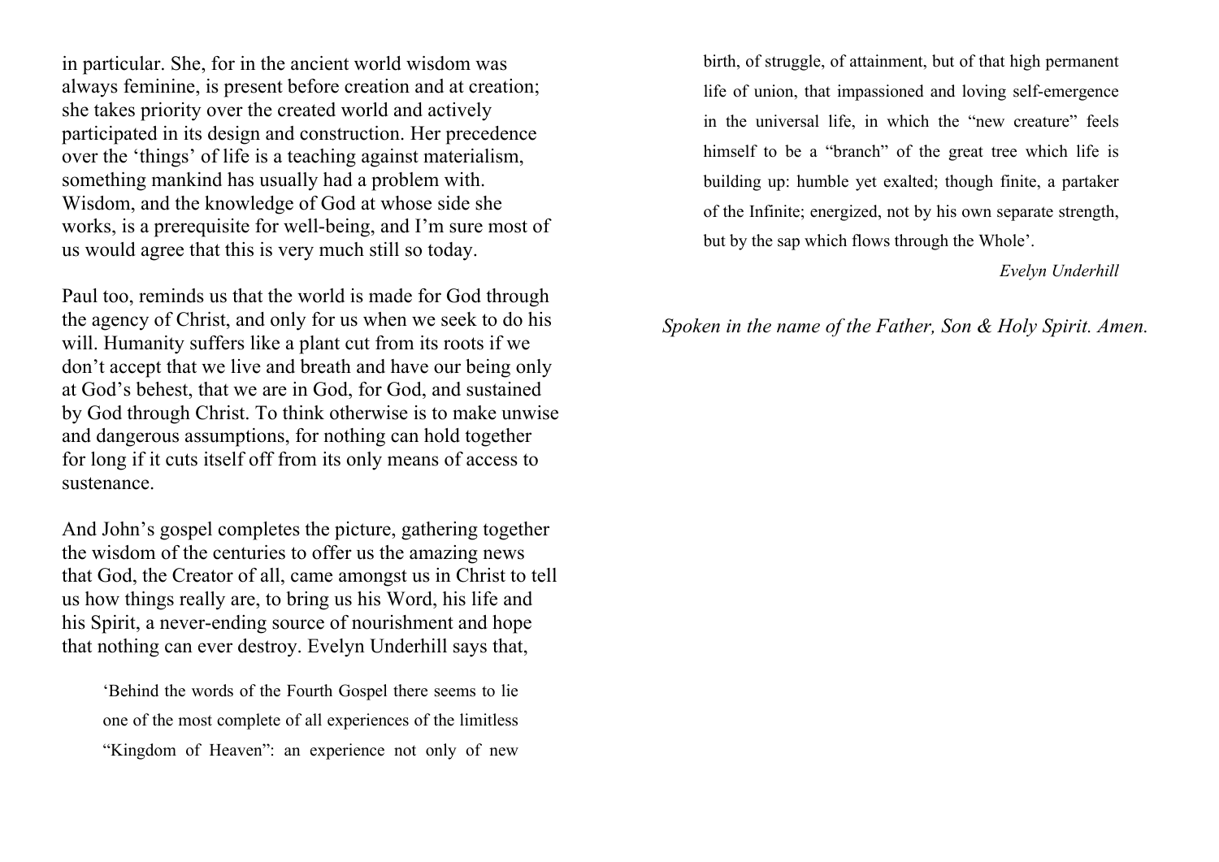in particular. She, for in the ancient world wisdom was always feminine, is present before creation and at creation; she takes priority over the created world and actively participated in its design and construction. Her precedence over the 'things' of life is a teaching against materialism, something mankind has usually had a problem with. Wisdom, and the knowledge of God at whose side she works, is a prerequisite for well-being, and I'm sure most of us would agree that this is very much still so today.

Paul too, reminds us that the world is made for God through the agency of Christ, and only for us when we seek to do his will. Humanity suffers like a plant cut from its roots if we don't accept that we live and breath and have our being only at God's behest, that we are in God, for God, and sustained by God through Christ. To think otherwise is to make unwise and dangerous assumptions, for nothing can hold together for long if it cuts itself off from its only means of access to sustenance.

And John's gospel completes the picture, gathering together the wisdom of the centuries to offer us the amazing news that God, the Creator of all, came amongst us in Christ to tell us how things really are, to bring us his Word, his life and his Spirit, a never-ending source of nourishment and hope that nothing can ever destroy. Evelyn Underhill says that,

> 'Behind the words of the Fourth Gospel there seems to lie one of the most complete of all experiences of the limitless "Kingdom of Heaven": an experience not only of new birth, of struggle, of attainment, but of that high permanent life of union, that impassioned and loving self-emergence in the universal life, in which the "new creature" feels himself to be a "branch" of the great tree which life is building up: humble yet exalted; though finite, a partaker of the Infinite; energized, not by his own separate strength, but by the sap which flows through the Whole'.
>
> *Evelyn Underhill*

*Spoken in the name of the Father, Son & Holy Spirit. Amen.*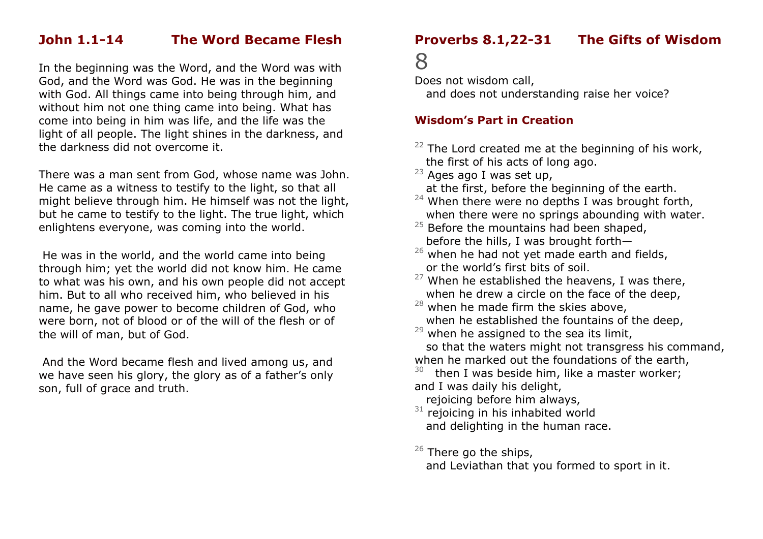## John 1.1-14 The Word Became Flesh

In the beginning was the Word, and the Word was with God, and the Word was God. He was in the beginning with God. All things came into being through him, and without him not one thing came into being. What has come into being in him was life, and the life was the light of all people. The light shines in the darkness, and the darkness did not overcome it.

There was a man sent from God, whose name was John. He came as a witness to testify to the light, so that all might believe through him. He himself was not the light, but he came to testify to the light. The true light, which enlightens everyone, was coming into the world.

He was in the world, and the world came into being through him; yet the world did not know him. He came to what was his own, and his own people did not accept him. But to all who received him, who believed in his name, he gave power to become children of God, who were born, not of blood or of the will of the flesh or of the will of man, but of God.

And the Word became flesh and lived among us, and we have seen his glory, the glory as of a father's only son, full of grace and truth.

## Proverbs 8.1,22-31 The Gifts of Wisdom

8

Does not wisdom call,
  and does not understanding raise her voice?

### Wisdom's Part in Creation

[22] The Lord created me at the beginning of his work,
  the first of his acts of long ago.
[23] Ages ago I was set up,
  at the first, before the beginning of the earth.
[24] When there were no depths I was brought forth,
  when there were no springs abounding with water.
[25] Before the mountains had been shaped,
  before the hills, I was brought forth—
[26] when he had not yet made earth and fields,
  or the world's first bits of soil.
[27] When he established the heavens, I was there,
  when he drew a circle on the face of the deep,
[28] when he made firm the skies above,
  when he established the fountains of the deep,
[29] when he assigned to the sea its limit,
  so that the waters might not transgress his command,
when he marked out the foundations of the earth,
[30] then I was beside him, like a master worker;
and I was daily his delight,
  rejoicing before him always,
[31] rejoicing in his inhabited world
  and delighting in the human race.

[26] There go the ships,
  and Leviathan that you formed to sport in it.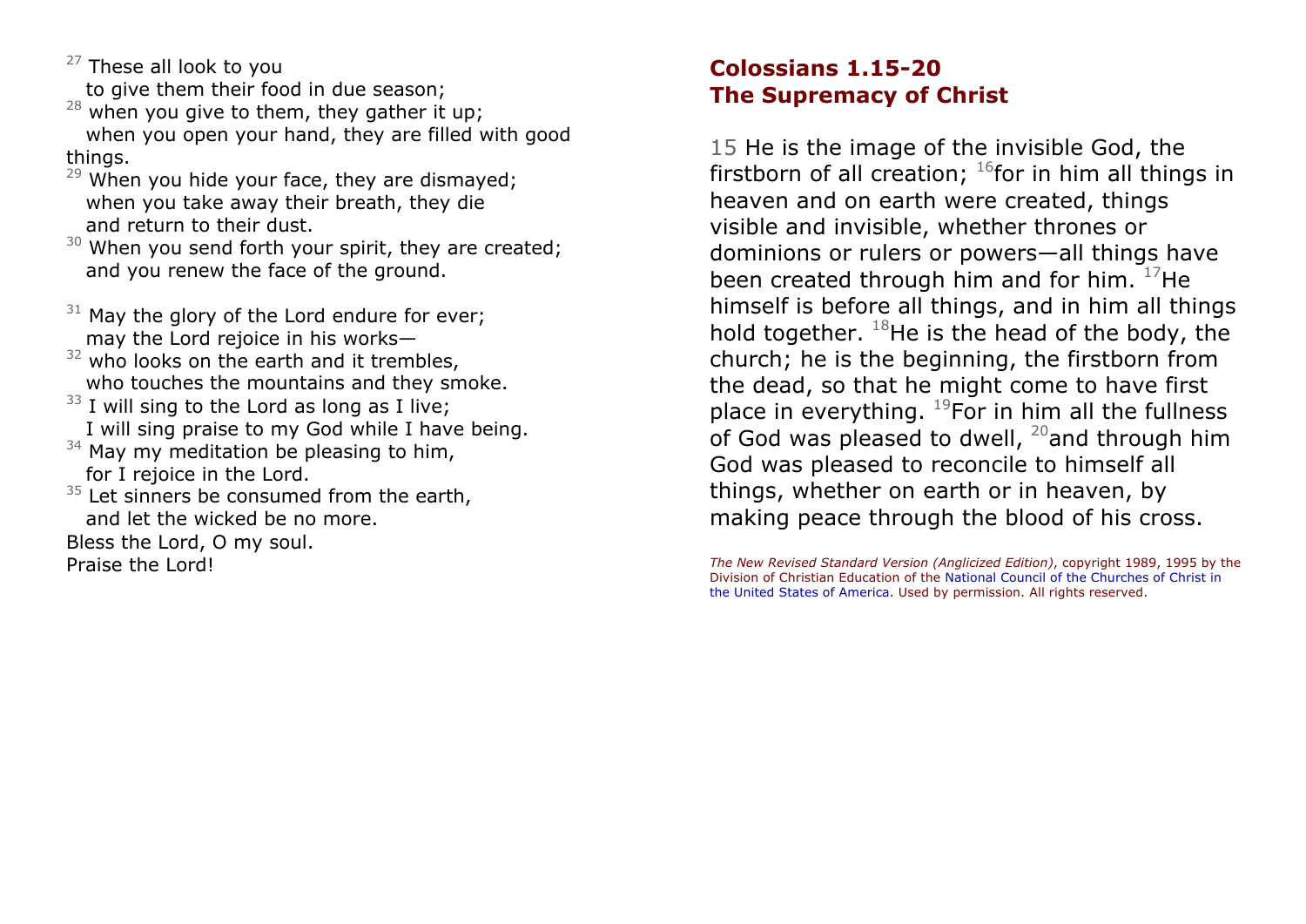[27] These all look to you
  to give them their food in due season;
[28] when you give to them, they gather it up;
  when you open your hand, they are filled with good things.
[29] When you hide your face, they are dismayed;
  when you take away their breath, they die
  and return to their dust.
[30] When you send forth your spirit, they are created;
  and you renew the face of the ground.

[31] May the glory of the Lord endure for ever;
  may the Lord rejoice in his works—
[32] who looks on the earth and it trembles,
  who touches the mountains and they smoke.
[33] I will sing to the Lord as long as I live;
  I will sing praise to my God while I have being.
[34] May my meditation be pleasing to him,
  for I rejoice in the Lord.
[35] Let sinners be consumed from the earth,
  and let the wicked be no more.
Bless the Lord, O my soul.
Praise the Lord!

## Colossians 1.15-20
## The Supremacy of Christ

15 He is the image of the invisible God, the firstborn of all creation; [16]for in him all things in heaven and on earth were created, things visible and invisible, whether thrones or dominions or rulers or powers—all things have been created through him and for him. [17]He himself is before all things, and in him all things hold together. [18]He is the head of the body, the church; he is the beginning, the firstborn from the dead, so that he might come to have first place in everything. [19]For in him all the fullness of God was pleased to dwell, [20]and through him God was pleased to reconcile to himself all things, whether on earth or in heaven, by making peace through the blood of his cross.

*The New Revised Standard Version (Anglicized Edition)*, copyright 1989, 1995 by the Division of Christian Education of the National Council of the Churches of Christ in the United States of America. Used by permission. All rights reserved.